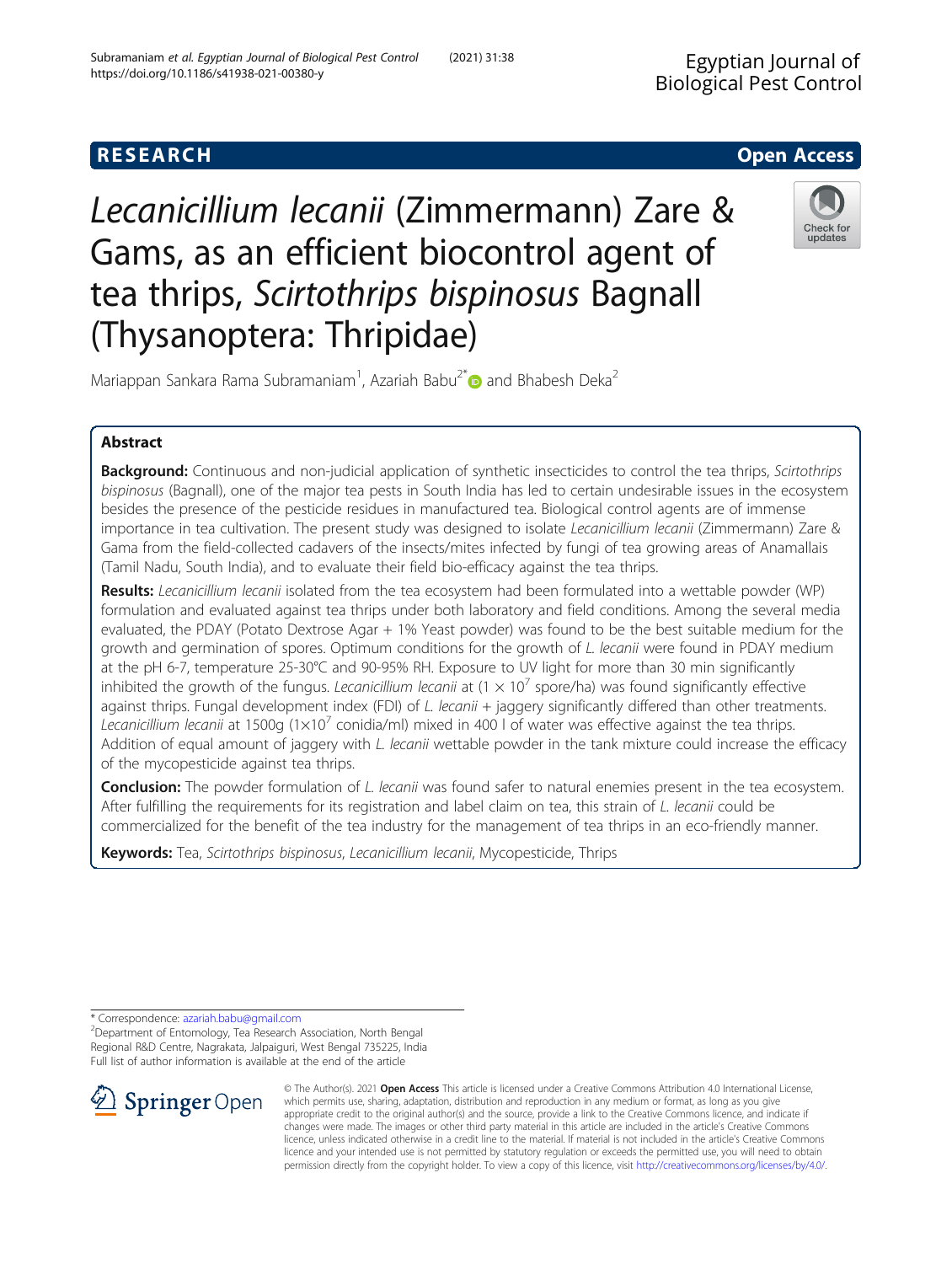RESEARCH

Open Access

# *Lecanicillium lecanii* (Zimmermann) Zare & Gams, as an efficient biocontrol agent of tea thrips, *Scirtothrips bispinosus* Bagnall (Thysanoptera: Thripidae)

Mariappan Sankara Rama Subramaniam[1], Azariah Babu[2*] and Bhabesh Deka[2]

## Abstract

**Background:** Continuous and non-judicial application of synthetic insecticides to control the tea thrips, *Scirtothrips bispinosus* (Bagnall), one of the major tea pests in South India has led to certain undesirable issues in the ecosystem besides the presence of the pesticide residues in manufactured tea. Biological control agents are of immense importance in tea cultivation. The present study was designed to isolate *Lecanicillium lecanii* (Zimmermann) Zare & Gama from the field-collected cadavers of the insects/mites infected by fungi of tea growing areas of Anamallais (Tamil Nadu, South India), and to evaluate their field bio-efficacy against the tea thrips.

**Results:** *Lecanicillium lecanii* isolated from the tea ecosystem had been formulated into a wettable powder (WP) formulation and evaluated against tea thrips under both laboratory and field conditions. Among the several media evaluated, the PDAY (Potato Dextrose Agar + 1% Yeast powder) was found to be the best suitable medium for the growth and germination of spores. Optimum conditions for the growth of *L. lecanii* were found in PDAY medium at the pH 6-7, temperature 25-30°C and 90-95% RH. Exposure to UV light for more than 30 min significantly inhibited the growth of the fungus. *Lecanicillium lecanii* at ($1 \times 10^7$ spore/ha) was found significantly effective against thrips. Fungal development index (FDI) of *L. lecanii* + jaggery significantly differed than other treatments. *Lecanicillium lecanii* at 1500g ($1 \times 10^7$ conidia/ml) mixed in 400 l of water was effective against the tea thrips. Addition of equal amount of jaggery with *L. lecanii* wettable powder in the tank mixture could increase the efficacy of the mycopesticide against tea thrips.

**Conclusion:** The powder formulation of *L. lecanii* was found safer to natural enemies present in the tea ecosystem. After fulfilling the requirements for its registration and label claim on tea, this strain of *L. lecanii* could be commercialized for the benefit of the tea industry for the management of tea thrips in an eco-friendly manner.

**Keywords:** Tea, *Scirtothrips bispinosus*, *Lecanicillium lecanii*, Mycopesticide, Thrips

---

\* Correspondence: azariah.babu@gmail.com
[2]Department of Entomology, Tea Research Association, North Bengal Regional R&D Centre, Nagrakata, Jalpaiguri, West Bengal 735225, India
Full list of author information is available at the end of the article

© The Author(s). 2021 **Open Access** This article is licensed under a Creative Commons Attribution 4.0 International License, which permits use, sharing, adaptation, distribution and reproduction in any medium or format, as long as you give appropriate credit to the original author(s) and the source, provide a link to the Creative Commons licence, and indicate if changes were made. The images or other third party material in this article are included in the article's Creative Commons licence, unless indicated otherwise in a credit line to the material. If material is not included in the article's Creative Commons licence and your intended use is not permitted by statutory regulation or exceeds the permitted use, you will need to obtain permission directly from the copyright holder. To view a copy of this licence, visit http://creativecommons.org/licenses/by/4.0/.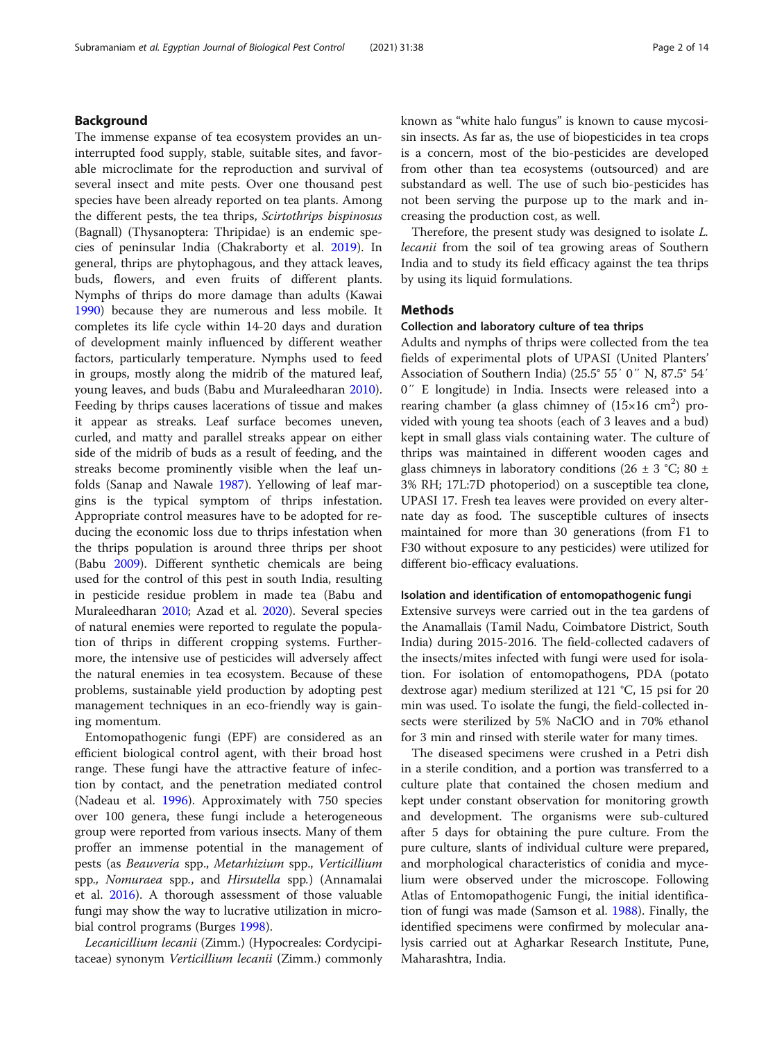## Background

The immense expanse of tea ecosystem provides an uninterrupted food supply, stable, suitable sites, and favorable microclimate for the reproduction and survival of several insect and mite pests. Over one thousand pest species have been already reported on tea plants. Among the different pests, the tea thrips, *Scirtothrips bispinosus* (Bagnall) (Thysanoptera: Thripidae) is an endemic species of peninsular India (Chakraborty et al. 2019). In general, thrips are phytophagous, and they attack leaves, buds, flowers, and even fruits of different plants. Nymphs of thrips do more damage than adults (Kawai 1990) because they are numerous and less mobile. It completes its life cycle within 14-20 days and duration of development mainly influenced by different weather factors, particularly temperature. Nymphs used to feed in groups, mostly along the midrib of the matured leaf, young leaves, and buds (Babu and Muraleedharan 2010). Feeding by thrips causes lacerations of tissue and makes it appear as streaks. Leaf surface becomes uneven, curled, and matty and parallel streaks appear on either side of the midrib of buds as a result of feeding, and the streaks become prominently visible when the leaf unfolds (Sanap and Nawale 1987). Yellowing of leaf margins is the typical symptom of thrips infestation. Appropriate control measures have to be adopted for reducing the economic loss due to thrips infestation when the thrips population is around three thrips per shoot (Babu 2009). Different synthetic chemicals are being used for the control of this pest in south India, resulting in pesticide residue problem in made tea (Babu and Muraleedharan 2010; Azad et al. 2020). Several species of natural enemies were reported to regulate the population of thrips in different cropping systems. Furthermore, the intensive use of pesticides will adversely affect the natural enemies in tea ecosystem. Because of these problems, sustainable yield production by adopting pest management techniques in an eco-friendly way is gaining momentum.

Entomopathogenic fungi (EPF) are considered as an efficient biological control agent, with their broad host range. These fungi have the attractive feature of infection by contact, and the penetration mediated control (Nadeau et al. 1996). Approximately with 750 species over 100 genera, these fungi include a heterogeneous group were reported from various insects. Many of them proffer an immense potential in the management of pests (as *Beauveria* spp., *Metarhizium* spp., *Verticillium* spp., *Nomuraea* spp., and *Hirsutella* spp.) (Annamalai et al. 2016). A thorough assessment of those valuable fungi may show the way to lucrative utilization in microbial control programs (Burges 1998).

*Lecanicillium lecanii* (Zimm.) (Hypocreales: Cordycipitaceae) synonym *Verticillium lecanii* (Zimm.) commonly known as "white halo fungus" is known to cause mycosis in insects. As far as, the use of biopesticides in tea crops is a concern, most of the bio-pesticides are developed from other than tea ecosystems (outsourced) and are substandard as well. The use of such bio-pesticides has not been serving the purpose up to the mark and increasing the production cost, as well.

Therefore, the present study was designed to isolate *L. lecanii* from the soil of tea growing areas of Southern India and to study its field efficacy against the tea thrips by using its liquid formulations.

## Methods

### Collection and laboratory culture of tea thrips

Adults and nymphs of thrips were collected from the tea fields of experimental plots of UPASI (United Planters' Association of Southern India) (25.5° 55′ 0″ N, 87.5° 54′ 0″ E longitude) in India. Insects were released into a rearing chamber (a glass chimney of (15×16 $cm^2$) provided with young tea shoots (each of 3 leaves and a bud) kept in small glass vials containing water. The culture of thrips was maintained in different wooden cages and glass chimneys in laboratory conditions (26 ± 3 °C; 80 ± 3% RH; 17L:7D photoperiod) on a susceptible tea clone, UPASI 17. Fresh tea leaves were provided on every alternate day as food. The susceptible cultures of insects maintained for more than 30 generations (from F1 to F30 without exposure to any pesticides) were utilized for different bio-efficacy evaluations.

### Isolation and identification of entomopathogenic fungi

Extensive surveys were carried out in the tea gardens of the Anamallais (Tamil Nadu, Coimbatore District, South India) during 2015-2016. The field-collected cadavers of the insects/mites infected with fungi were used for isolation. For isolation of entomopathogens, PDA (potato dextrose agar) medium sterilized at 121 °C, 15 psi for 20 min was used. To isolate the fungi, the field-collected insects were sterilized by 5% NaClO and in 70% ethanol for 3 min and rinsed with sterile water for many times.

The diseased specimens were crushed in a Petri dish in a sterile condition, and a portion was transferred to a culture plate that contained the chosen medium and kept under constant observation for monitoring growth and development. The organisms were sub-cultured after 5 days for obtaining the pure culture. From the pure culture, slants of individual culture were prepared, and morphological characteristics of conidia and mycelium were observed under the microscope. Following Atlas of Entomopathogenic Fungi, the initial identification of fungi was made (Samson et al. 1988). Finally, the identified specimens were confirmed by molecular analysis carried out at Agharkar Research Institute, Pune, Maharashtra, India.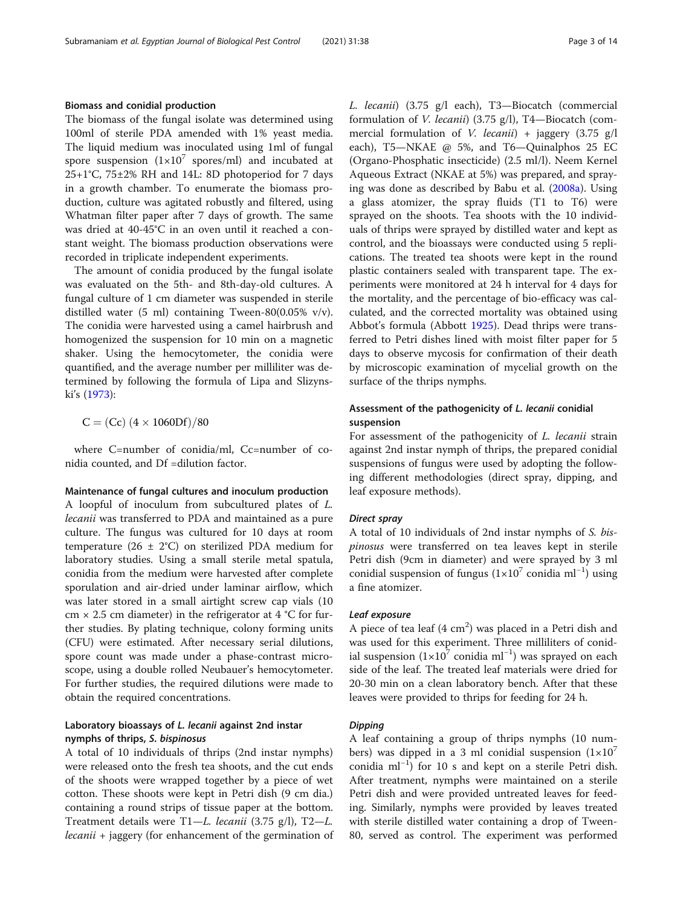### Biomass and conidial production

The biomass of the fungal isolate was determined using 100ml of sterile PDA amended with 1% yeast media. The liquid medium was inoculated using 1ml of fungal spore suspension ($1\times10^7$ spores/ml) and incubated at 25+1°C, 75±2% RH and 14L: 8D photoperiod for 7 days in a growth chamber. To enumerate the biomass production, culture was agitated robustly and filtered, using Whatman filter paper after 7 days of growth. The same was dried at 40-45°C in an oven until it reached a constant weight. The biomass production observations were recorded in triplicate independent experiments.

The amount of conidia produced by the fungal isolate was evaluated on the 5th- and 8th-day-old cultures. A fungal culture of 1 cm diameter was suspended in sterile distilled water (5 ml) containing Tween-80(0.05% v/v). The conidia were harvested using a camel hairbrush and homogenized the suspension for 10 min on a magnetic shaker. Using the hemocytometer, the conidia were quantified, and the average number per milliliter was determined by following the formula of Lipa and Slizynski's (1973):

$$C = (Cc)\ (4 \times 1060Df)/80$$

where C=number of conidia/ml, Cc=number of conidia counted, and Df =dilution factor.

### Maintenance of fungal cultures and inoculum production

A loopful of inoculum from subcultured plates of *L. lecanii* was transferred to PDA and maintained as a pure culture. The fungus was cultured for 10 days at room temperature (26 ± 2°C) on sterilized PDA medium for laboratory studies. Using a small sterile metal spatula, conidia from the medium were harvested after complete sporulation and air-dried under laminar airflow, which was later stored in a small airtight screw cap vials (10 cm × 2.5 cm diameter) in the refrigerator at 4 °C for further studies. By plating technique, colony forming units (CFU) were estimated. After necessary serial dilutions, spore count was made under a phase-contrast microscope, using a double rolled Neubauer's hemocytometer. For further studies, the required dilutions were made to obtain the required concentrations.

### Laboratory bioassays of *L. lecanii* against 2nd instar nymphs of thrips, *S. bispinosus*

A total of 10 individuals of thrips (2nd instar nymphs) were released onto the fresh tea shoots, and the cut ends of the shoots were wrapped together by a piece of wet cotton. These shoots were kept in Petri dish (9 cm dia.) containing a round strips of tissue paper at the bottom. Treatment details were T1—*L. lecanii* (3.75 g/l), T2—*L. lecanii* + jaggery (for enhancement of the germination of *L. lecanii*) (3.75 g/l each), T3—Biocatch (commercial formulation of *V. lecanii*) (3.75 g/l), T4—Biocatch (commercial formulation of *V. lecanii*) + jaggery (3.75 g/l each), T5—NKAE @ 5%, and T6—Quinalphos 25 EC (Organo-Phosphatic insecticide) (2.5 ml/l). Neem Kernel Aqueous Extract (NKAE at 5%) was prepared, and spraying was done as described by Babu et al. (2008a). Using a glass atomizer, the spray fluids (T1 to T6) were sprayed on the shoots. Tea shoots with the 10 individuals of thrips were sprayed by distilled water and kept as control, and the bioassays were conducted using 5 replications. The treated tea shoots were kept in the round plastic containers sealed with transparent tape. The experiments were monitored at 24 h interval for 4 days for the mortality, and the percentage of bio-efficacy was calculated, and the corrected mortality was obtained using Abbot's formula (Abbott 1925). Dead thrips were transferred to Petri dishes lined with moist filter paper for 5 days to observe mycosis for confirmation of their death by microscopic examination of mycelial growth on the surface of the thrips nymphs.

### Assessment of the pathogenicity of *L. lecanii* conidial suspension

For assessment of the pathogenicity of *L. lecanii* strain against 2nd instar nymph of thrips, the prepared conidial suspensions of fungus were used by adopting the following different methodologies (direct spray, dipping, and leaf exposure methods).

#### *Direct spray*

A total of 10 individuals of 2nd instar nymphs of *S. bispinosus* were transferred on tea leaves kept in sterile Petri dish (9cm in diameter) and were sprayed by 3 ml conidial suspension of fungus ($1\times10^7$ conidia ml$^{-1}$) using a fine atomizer.

#### *Leaf exposure*

A piece of tea leaf (4 cm$^2$) was placed in a Petri dish and was used for this experiment. Three milliliters of conidial suspension ($1\times10^7$ conidia ml$^{-1}$) was sprayed on each side of the leaf. The treated leaf materials were dried for 20-30 min on a clean laboratory bench. After that these leaves were provided to thrips for feeding for 24 h.

#### *Dipping*

A leaf containing a group of thrips nymphs (10 numbers) was dipped in a 3 ml conidial suspension ($1\times10^7$ conidia ml$^{-1}$) for 10 s and kept on a sterile Petri dish. After treatment, nymphs were maintained on a sterile Petri dish and were provided untreated leaves for feeding. Similarly, nymphs were provided by leaves treated with sterile distilled water containing a drop of Tween-80, served as control. The experiment was performed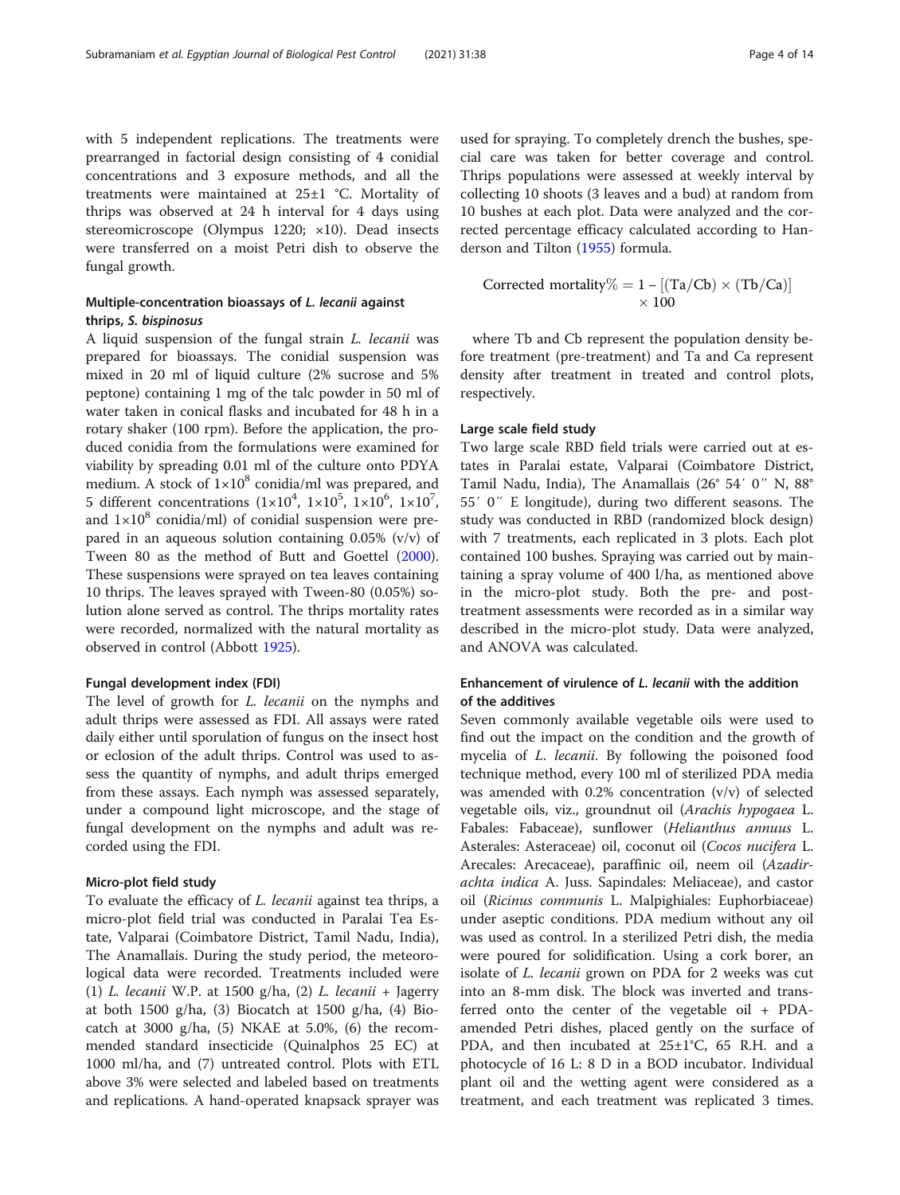with 5 independent replications. The treatments were prearranged in factorial design consisting of 4 conidial concentrations and 3 exposure methods, and all the treatments were maintained at 25±1 °C. Mortality of thrips was observed at 24 h interval for 4 days using stereomicroscope (Olympus 1220; ×10). Dead insects were transferred on a moist Petri dish to observe the fungal growth.

### Multiple-concentration bioassays of *L. lecanii* against thrips, *S. bispinosus*

A liquid suspension of the fungal strain *L. lecanii* was prepared for bioassays. The conidial suspension was mixed in 20 ml of liquid culture (2% sucrose and 5% peptone) containing 1 mg of the talc powder in 50 ml of water taken in conical flasks and incubated for 48 h in a rotary shaker (100 rpm). Before the application, the produced conidia from the formulations were examined for viability by spreading 0.01 ml of the culture onto PDYA medium. A stock of $1\times10^{8}$ conidia/ml was prepared, and 5 different concentrations ($1\times10^{4}$, $1\times10^{5}$, $1\times10^{6}$, $1\times10^{7}$, and $1\times10^{8}$ conidia/ml) of conidial suspension were prepared in an aqueous solution containing 0.05% (v/v) of Tween 80 as the method of Butt and Goettel (2000). These suspensions were sprayed on tea leaves containing 10 thrips. The leaves sprayed with Tween-80 (0.05%) solution alone served as control. The thrips mortality rates were recorded, normalized with the natural mortality as observed in control (Abbott 1925).

#### Fungal development index (FDI)

The level of growth for *L. lecanii* on the nymphs and adult thrips were assessed as FDI. All assays were rated daily either until sporulation of fungus on the insect host or eclosion of the adult thrips. Control was used to assess the quantity of nymphs, and adult thrips emerged from these assays. Each nymph was assessed separately, under a compound light microscope, and the stage of fungal development on the nymphs and adult was recorded using the FDI.

#### Micro-plot field study

To evaluate the efficacy of *L. lecanii* against tea thrips, a micro-plot field trial was conducted in Paralai Tea Estate, Valparai (Coimbatore District, Tamil Nadu, India), The Anamallais. During the study period, the meteorological data were recorded. Treatments included were (1) *L. lecanii* W.P. at 1500 g/ha, (2) *L. lecanii* + Jagerry at both 1500 g/ha, (3) Biocatch at 1500 g/ha, (4) Biocatch at 3000 g/ha, (5) NKAE at 5.0%, (6) the recommended standard insecticide (Quinalphos 25 EC) at 1000 ml/ha, and (7) untreated control. Plots with ETL above 3% were selected and labeled based on treatments and replications. A hand-operated knapsack sprayer was used for spraying. To completely drench the bushes, special care was taken for better coverage and control. Thrips populations were assessed at weekly interval by collecting 10 shoots (3 leaves and a bud) at random from 10 bushes at each plot. Data were analyzed and the corrected percentage efficacy calculated according to Handerson and Tilton (1955) formula.

$$\text{Corrected mortality\%} = 1 - [(\text{Ta}/\text{Cb}) \times (\text{Tb}/\text{Ca})] \times 100$$

where Tb and Cb represent the population density before treatment (pre-treatment) and Ta and Ca represent density after treatment in treated and control plots, respectively.

#### Large scale field study

Two large scale RBD field trials were carried out at estates in Paralai estate, Valparai (Coimbatore District, Tamil Nadu, India), The Anamallais (26° 54′ 0″ N, 88° 55′ 0″ E longitude), during two different seasons. The study was conducted in RBD (randomized block design) with 7 treatments, each replicated in 3 plots. Each plot contained 100 bushes. Spraying was carried out by maintaining a spray volume of 400 l/ha, as mentioned above in the micro-plot study. Both the pre- and post-treatment assessments were recorded as in a similar way described in the micro-plot study. Data were analyzed, and ANOVA was calculated.

### Enhancement of virulence of *L. lecanii* with the addition of the additives

Seven commonly available vegetable oils were used to find out the impact on the condition and the growth of mycelia of *L. lecanii*. By following the poisoned food technique method, every 100 ml of sterilized PDA media was amended with 0.2% concentration (v/v) of selected vegetable oils, viz., groundnut oil (*Arachis hypogaea* L. Fabales: Fabaceae), sunflower (*Helianthus annuus* L. Asterales: Asteraceae) oil, coconut oil (*Cocos nucifera* L. Arecales: Arecaceae), paraffinic oil, neem oil (*Azadirachta indica* A. Juss. Sapindales: Meliaceae), and castor oil (*Ricinus communis* L. Malpighiales: Euphorbiaceae) under aseptic conditions. PDA medium without any oil was used as control. In a sterilized Petri dish, the media were poured for solidification. Using a cork borer, an isolate of *L. lecanii* grown on PDA for 2 weeks was cut into an 8-mm disk. The block was inverted and transferred onto the center of the vegetable oil + PDA-amended Petri dishes, placed gently on the surface of PDA, and then incubated at 25±1°C, 65 R.H. and a photocycle of 16 L: 8 D in a BOD incubator. Individual plant oil and the wetting agent were considered as a treatment, and each treatment was replicated 3 times.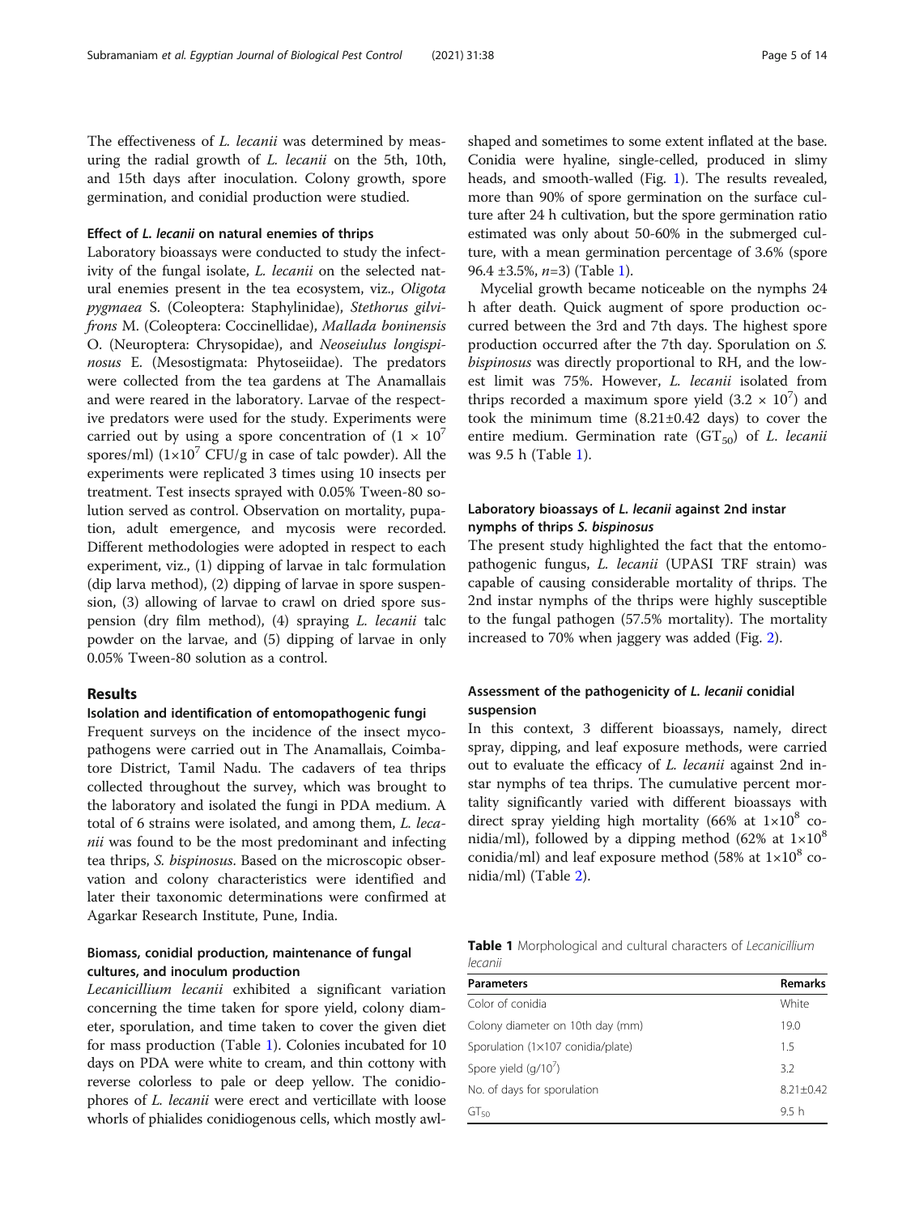The effectiveness of *L. lecanii* was determined by measuring the radial growth of *L. lecanii* on the 5th, 10th, and 15th days after inoculation. Colony growth, spore germination, and conidial production were studied.

### Effect of *L. lecanii* on natural enemies of thrips

Laboratory bioassays were conducted to study the infectivity of the fungal isolate, *L. lecanii* on the selected natural enemies present in the tea ecosystem, viz., *Oligota pygmaea* S. (Coleoptera: Staphylinidae), *Stethorus gilvifrons* M. (Coleoptera: Coccinellidae), *Mallada boninensis* O. (Neuroptera: Chrysopidae), and *Neoseiulus longispinosus* E. (Mesostigmata: Phytoseiidae). The predators were collected from the tea gardens at The Anamallais and were reared in the laboratory. Larvae of the respective predators were used for the study. Experiments were carried out by using a spore concentration of $(1 \times 10^7$ spores/ml) $(1\times10^7$ CFU/g in case of talc powder). All the experiments were replicated 3 times using 10 insects per treatment. Test insects sprayed with 0.05% Tween-80 solution served as control. Observation on mortality, pupation, adult emergence, and mycosis were recorded. Different methodologies were adopted in respect to each experiment, viz., (1) dipping of larvae in talc formulation (dip larva method), (2) dipping of larvae in spore suspension, (3) allowing of larvae to crawl on dried spore suspension (dry film method), (4) spraying *L. lecanii* talc powder on the larvae, and (5) dipping of larvae in only 0.05% Tween-80 solution as a control.

## Results

### Isolation and identification of entomopathogenic fungi

Frequent surveys on the incidence of the insect mycopathogens were carried out in The Anamallais, Coimbatore District, Tamil Nadu. The cadavers of tea thrips collected throughout the survey, which was brought to the laboratory and isolated the fungi in PDA medium. A total of 6 strains were isolated, and among them, *L. lecanii* was found to be the most predominant and infecting tea thrips, *S. bispinosus*. Based on the microscopic observation and colony characteristics were identified and later their taxonomic determinations were confirmed at Agarkar Research Institute, Pune, India.

### Biomass, conidial production, maintenance of fungal cultures, and inoculum production

*Lecanicillium lecanii* exhibited a significant variation concerning the time taken for spore yield, colony diameter, sporulation, and time taken to cover the given diet for mass production (Table 1). Colonies incubated for 10 days on PDA were white to cream, and thin cottony with reverse colorless to pale or deep yellow. The conidiophores of *L. lecanii* were erect and verticillate with loose whorls of phialides conidiogenous cells, which mostly awl-shaped and sometimes to some extent inflated at the base. Conidia were hyaline, single-celled, produced in slimy heads, and smooth-walled (Fig. 1). The results revealed, more than 90% of spore germination on the surface culture after 24 h cultivation, but the spore germination ratio estimated was only about 50-60% in the submerged culture, with a mean germination percentage of 3.6% (spore 96.4 ±3.5%, $n$=3) (Table 1).

Mycelial growth became noticeable on the nymphs 24 h after death. Quick augment of spore production occurred between the 3rd and 7th days. The highest spore production occurred after the 7th day. Sporulation on *S. bispinosus* was directly proportional to RH, and the lowest limit was 75%. However, *L. lecanii* isolated from thrips recorded a maximum spore yield $(3.2 \times 10^7)$ and took the minimum time (8.21±0.42 days) to cover the entire medium. Germination rate ($GT_{50}$) of *L. lecanii* was 9.5 h (Table 1).

### Laboratory bioassays of *L. lecanii* against 2nd instar nymphs of thrips *S. bispinosus*

The present study highlighted the fact that the entomopathogenic fungus, *L. lecanii* (UPASI TRF strain) was capable of causing considerable mortality of thrips. The 2nd instar nymphs of the thrips were highly susceptible to the fungal pathogen (57.5% mortality). The mortality increased to 70% when jaggery was added (Fig. 2).

### Assessment of the pathogenicity of *L. lecanii* conidial suspension

In this context, 3 different bioassays, namely, direct spray, dipping, and leaf exposure methods, were carried out to evaluate the efficacy of *L. lecanii* against 2nd instar nymphs of tea thrips. The cumulative percent mortality significantly varied with different bioassays with direct spray yielding high mortality (66% at $1\times10^8$ conidia/ml), followed by a dipping method (62% at $1\times10^8$ conidia/ml) and leaf exposure method (58% at $1\times10^8$ conidia/ml) (Table 2).

**Table 1** Morphological and cultural characters of *Lecanicillium lecanii*

| Parameters | Remarks |
|---|---|
| Color of conidia | White |
| Colony diameter on 10th day (mm) | 19.0 |
| Sporulation (1×107 conidia/plate) | 1.5 |
| Spore yield ($g/10^7$) | 3.2 |
| No. of days for sporulation | 8.21±0.42 |
| $GT_{50}$ | 9.5 h |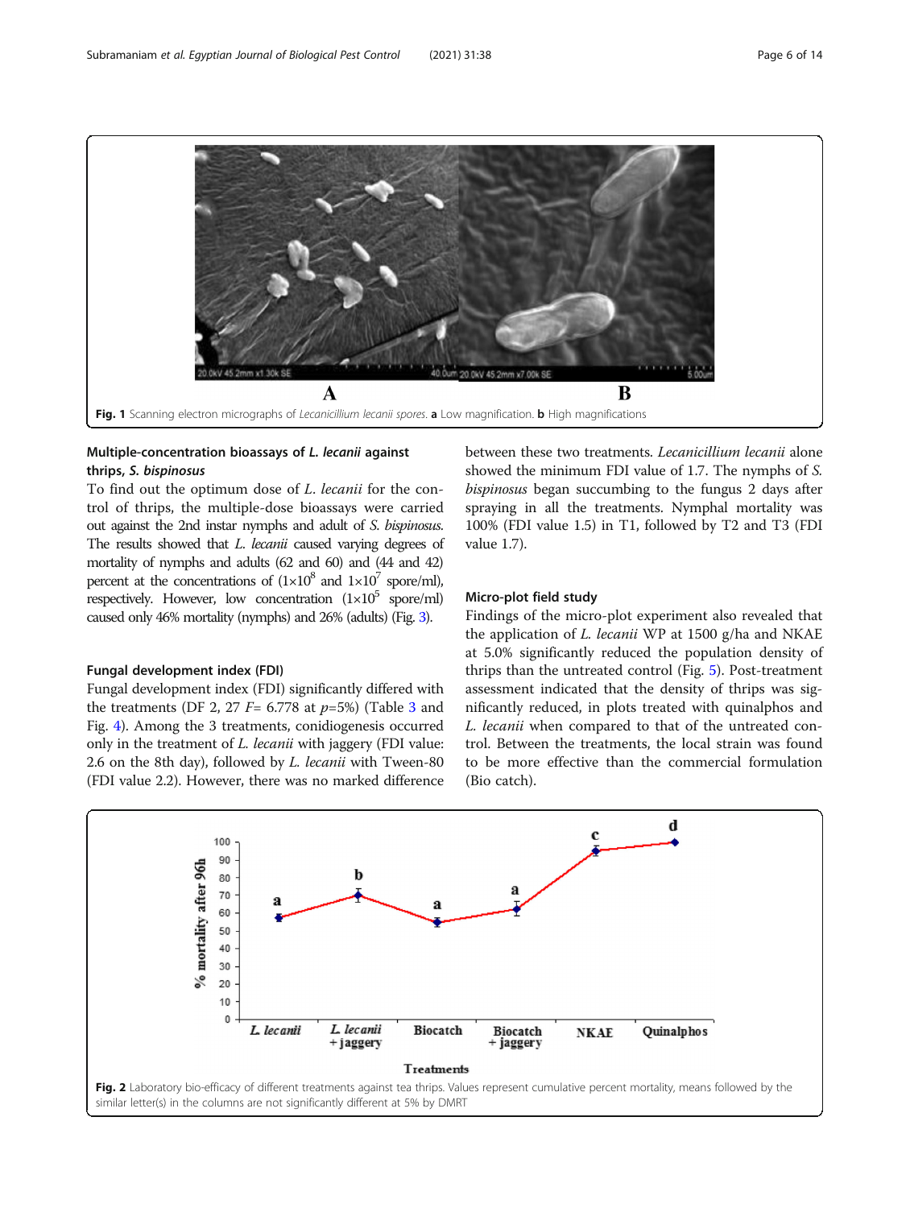Fig. 1 Scanning electron micrographs of *Lecanicillium lecanii spores*. **a** Low magnification. **b** High magnifications

### Multiple-concentration bioassays of *L. lecanii* against thrips, *S. bispinosus*

To find out the optimum dose of *L. lecanii* for the control of thrips, the multiple-dose bioassays were carried out against the 2nd instar nymphs and adult of *S. bispinosus*. The results showed that *L. lecanii* caused varying degrees of mortality of nymphs and adults (62 and 60) and (44 and 42) percent at the concentrations of ($1\times10^8$ and $1\times10^7$ spore/ml), respectively. However, low concentration ($1\times10^5$ spore/ml) caused only 46% mortality (nymphs) and 26% (adults) (Fig. 3).

### Fungal development index (FDI)

Fungal development index (FDI) significantly differed with the treatments (DF 2, 27 $F$= 6.778 at $p$=5%) (Table 3 and Fig. 4). Among the 3 treatments, conidiogenesis occurred only in the treatment of *L. lecanii* with jaggery (FDI value: 2.6 on the 8th day), followed by *L. lecanii* with Tween-80 (FDI value 2.2). However, there was no marked difference between these two treatments. *Lecanicillium lecanii* alone showed the minimum FDI value of 1.7. The nymphs of *S. bispinosus* began succumbing to the fungus 2 days after spraying in all the treatments. Nymphal mortality was 100% (FDI value 1.5) in T1, followed by T2 and T3 (FDI value 1.7).

### Micro-plot field study

Findings of the micro-plot experiment also revealed that the application of *L. lecanii* WP at 1500 g/ha and NKAE at 5.0% significantly reduced the population density of thrips than the untreated control (Fig. 5). Post-treatment assessment indicated that the density of thrips was significantly reduced, in plots treated with quinalphos and *L. lecanii* when compared to that of the untreated control. Between the treatments, the local strain was found to be more effective than the commercial formulation (Bio catch).

Fig. 2 Laboratory bio-efficacy of different treatments against tea thrips. Values represent cumulative percent mortality, means followed by the similar letter(s) in the columns are not significantly different at 5% by DMRT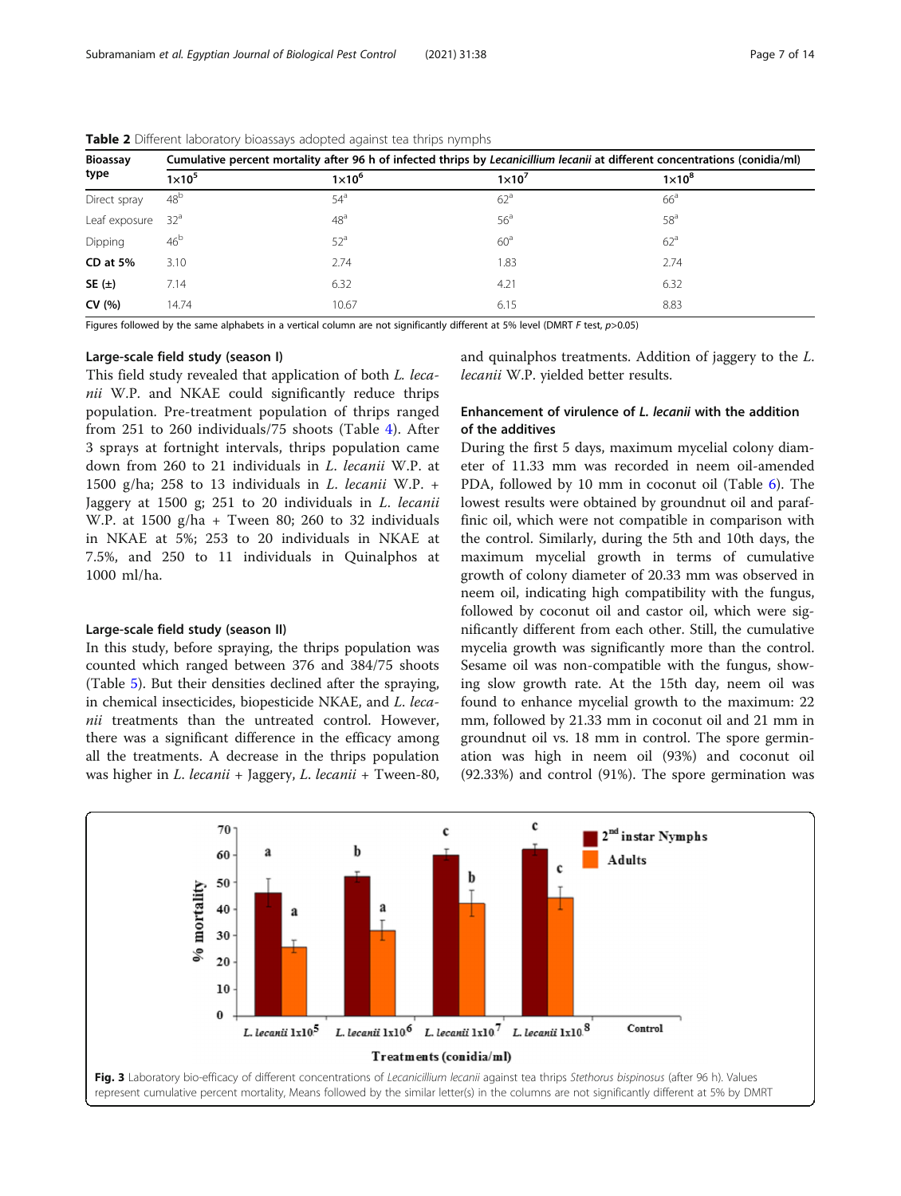**Table 2** Different laboratory bioassays adopted against tea thrips nymphs

| Bioassay type | Cumulative percent mortality after 96 h of infected thrips by *Lecanicillium lecanii* at different concentrations (conidia/ml) | | | |
|---|---|---|---|---|
| | 1×10[5] | 1×10[6] | 1×10[7] | 1×10[8] |
| Direct spray | 48[b] | 54[a] | 62[a] | 66[a] |
| Leaf exposure | 32[a] | 48[a] | 56[a] | 58[a] |
| Dipping | 46[b] | 52[a] | 60[a] | 62[a] |
| **CD at 5%** | 3.10 | 2.74 | 1.83 | 2.74 |
| **SE (±)** | 7.14 | 6.32 | 4.21 | 6.32 |
| **CV (%)** | 14.74 | 10.67 | 6.15 | 8.83 |

Figures followed by the same alphabets in a vertical column are not significantly different at 5% level (DMRT *F* test, $p>0.05$)

### Large-scale field study (season I)

This field study revealed that application of both *L. lecanii* W.P. and NKAE could significantly reduce thrips population. Pre-treatment population of thrips ranged from 251 to 260 individuals/75 shoots (Table 4). After 3 sprays at fortnight intervals, thrips population came down from 260 to 21 individuals in *L. lecanii* W.P. at 1500 g/ha; 258 to 13 individuals in *L. lecanii* W.P. + Jaggery at 1500 g; 251 to 20 individuals in *L. lecanii* W.P. at 1500 g/ha + Tween 80; 260 to 32 individuals in NKAE at 5%; 253 to 20 individuals in NKAE at 7.5%, and 250 to 11 individuals in Quinalphos at 1000 ml/ha.

### Large-scale field study (season II)

In this study, before spraying, the thrips population was counted which ranged between 376 and 384/75 shoots (Table 5). But their densities declined after the spraying, in chemical insecticides, biopesticide NKAE, and *L. lecanii* treatments than the untreated control. However, there was a significant difference in the efficacy among all the treatments. A decrease in the thrips population was higher in *L. lecanii* + Jaggery, *L. lecanii* + Tween-80, and quinalphos treatments. Addition of jaggery to the *L. lecanii* W.P. yielded better results.

### Enhancement of virulence of *L. lecanii* with the addition of the additives

During the first 5 days, maximum mycelial colony diameter of 11.33 mm was recorded in neem oil-amended PDA, followed by 10 mm in coconut oil (Table 6). The lowest results were obtained by groundnut oil and paraffinic oil, which were not compatible in comparison with the control. Similarly, during the 5th and 10th days, the maximum mycelial growth in terms of cumulative growth of colony diameter of 20.33 mm was observed in neem oil, indicating high compatibility with the fungus, followed by coconut oil and castor oil, which were significantly different from each other. Still, the cumulative mycelia growth was significantly more than the control. Sesame oil was non-compatible with the fungus, showing slow growth rate. At the 15th day, neem oil was found to enhance mycelial growth to the maximum: 22 mm, followed by 21.33 mm in coconut oil and 21 mm in groundnut oil vs. 18 mm in control. The spore germination was high in neem oil (93%) and coconut oil (92.33%) and control (91%). The spore germination was

**Fig. 3** Laboratory bio-efficacy of different concentrations of *Lecanicillium lecanii* against tea thrips *Stethorus bispinosus* (after 96 h). Values represent cumulative percent mortality, Means followed by the similar letter(s) in the columns are not significantly different at 5% by DMRT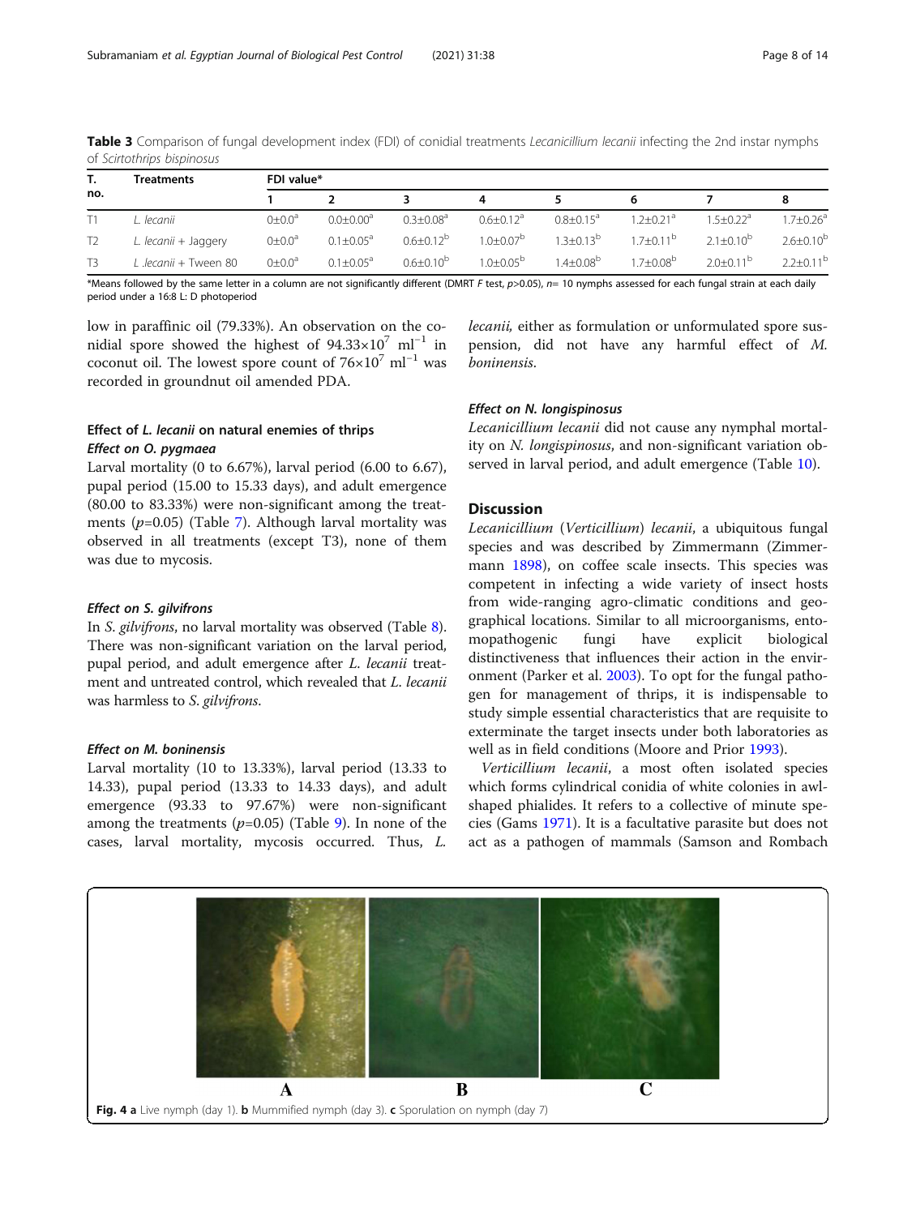**Table 3** Comparison of fungal development index (FDI) of conidial treatments *Lecanicillium lecanii* infecting the 2nd instar nymphs of *Scirtothrips bispinosus*

| T. no. | Treatments | FDI value* | | | | | | | |
|---|---|---|---|---|---|---|---|---|---|
| | | 1 | 2 | 3 | 4 | 5 | 6 | 7 | 8 |
| T1 | *L. lecanii* | 0±0.0[a] | 0.0±0.00[a] | 0.3±0.08[a] | 0.6±0.12[a] | 0.8±0.15[a] | 1.2±0.21[a] | 1.5±0.22[a] | 1.7±0.26[a] |
| T2 | *L. lecanii* + Jaggery | 0±0.0[a] | 0.1±0.05[a] | 0.6±0.12[b] | 1.0±0.07[b] | 1.3±0.13[b] | 1.7±0.11[b] | 2.1±0.10[b] | 2.6±0.10[b] |
| T3 | *L .lecanii* + Tween 80 | 0±0.0[a] | 0.1±0.05[a] | 0.6±0.10[b] | 1.0±0.05[b] | 1.4±0.08[b] | 1.7±0.08[b] | 2.0±0.11[b] | 2.2±0.11[b] |

*Means followed by the same letter in a column are not significantly different (DMRT *F* test, $p>0.05$), $n= 10$ nymphs assessed for each fungal strain at each daily period under a 16:8 L: D photoperiod

low in paraffinic oil (79.33%). An observation on the conidial spore showed the highest of $94.33\times10^7$ ml$^{-1}$ in coconut oil. The lowest spore count of $76\times10^7$ ml$^{-1}$ was recorded in groundnut oil amended PDA.

### Effect of *L. lecanii* on natural enemies of thrips

#### *Effect on O. pygmaea*

Larval mortality (0 to 6.67%), larval period (6.00 to 6.67), pupal period (15.00 to 15.33 days), and adult emergence (80.00 to 83.33%) were non-significant among the treatments ($p$=0.05) (Table 7). Although larval mortality was observed in all treatments (except T3), none of them was due to mycosis.

#### *Effect on S. gilvifrons*

In *S. gilvifrons*, no larval mortality was observed (Table 8). There was non-significant variation on the larval period, pupal period, and adult emergence after *L. lecanii* treatment and untreated control, which revealed that *L. lecanii* was harmless to *S. gilvifrons*.

#### *Effect on M. boninensis*

Larval mortality (10 to 13.33%), larval period (13.33 to 14.33), pupal period (13.33 to 14.33 days), and adult emergence (93.33 to 97.67%) were non-significant among the treatments ($p$=0.05) (Table 9). In none of the cases, larval mortality, mycosis occurred. Thus, *L. lecanii,* either as formulation or unformulated spore suspension, did not have any harmful effect of *M. boninensis*.

#### *Effect on N. longispinosus*

*Lecanicillium lecanii* did not cause any nymphal mortality on *N. longispinosus*, and non-significant variation observed in larval period, and adult emergence (Table 10).

## Discussion

*Lecanicillium* (*Verticillium*) *lecanii*, a ubiquitous fungal species and was described by Zimmermann (Zimmermann 1898), on coffee scale insects. This species was competent in infecting a wide variety of insect hosts from wide-ranging agro-climatic conditions and geographical locations. Similar to all microorganisms, entomopathogenic fungi have explicit biological distinctiveness that influences their action in the environment (Parker et al. 2003). To opt for the fungal pathogen for management of thrips, it is indispensable to study simple essential characteristics that are requisite to exterminate the target insects under both laboratories as well as in field conditions (Moore and Prior 1993).

*Verticillium lecanii*, a most often isolated species which forms cylindrical conidia of white colonies in awl-shaped phialides. It refers to a collective of minute species (Gams 1971). It is a facultative parasite but does not act as a pathogen of mammals (Samson and Rombach

**Fig. 4 a** Live nymph (day 1). **b** Mummified nymph (day 3). **c** Sporulation on nymph (day 7)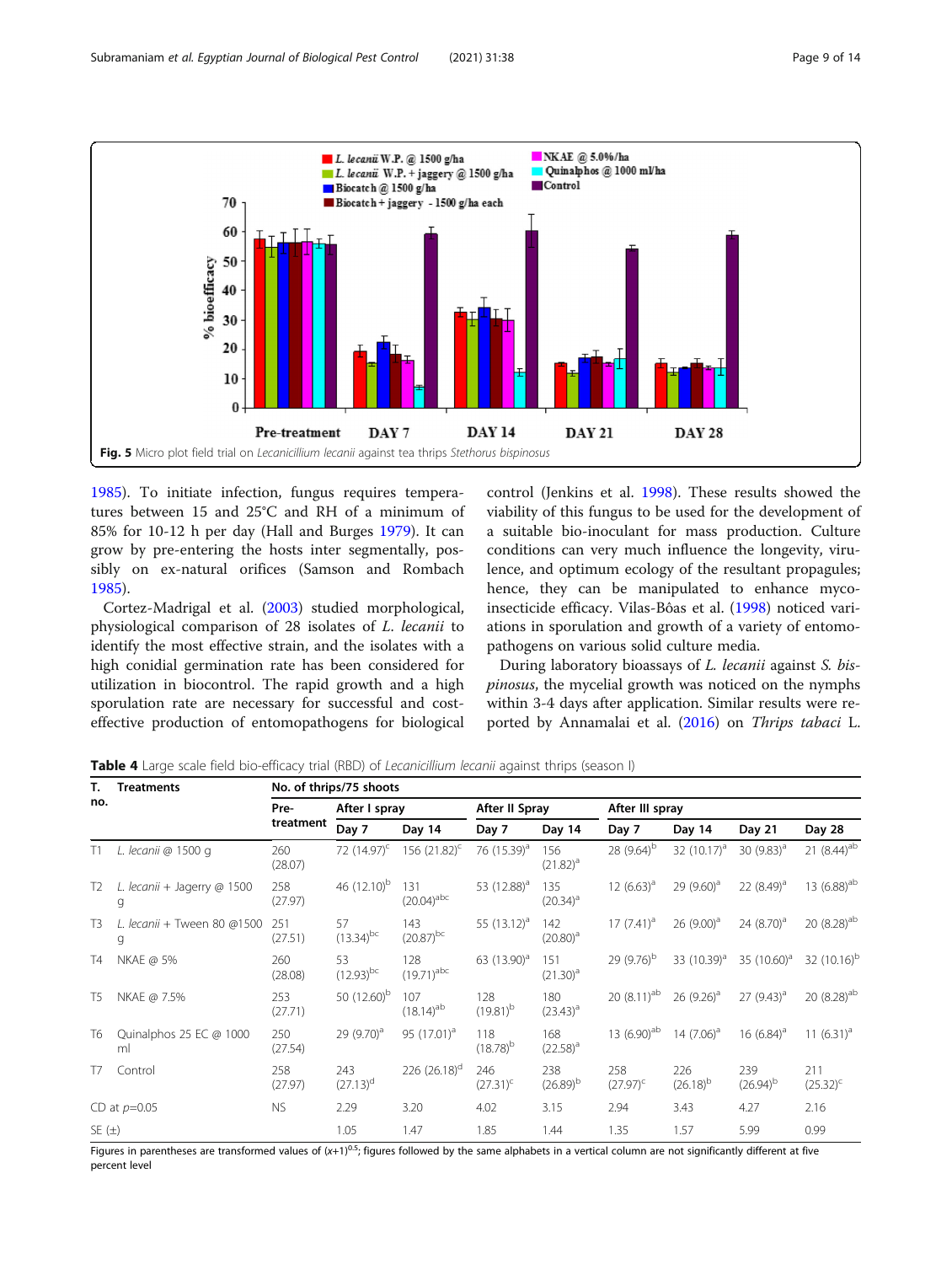Fig. 5 Micro plot field trial on *Lecanicillium lecanii* against tea thrips *Stethorus bispinosus*

1985). To initiate infection, fungus requires temperatures between 15 and 25°C and RH of a minimum of 85% for 10-12 h per day (Hall and Burges 1979). It can grow by pre-entering the hosts inter segmentally, possibly on ex-natural orifices (Samson and Rombach 1985).

Cortez-Madrigal et al. (2003) studied morphological, physiological comparison of 28 isolates of *L. lecanii* to identify the most effective strain, and the isolates with a high conidial germination rate has been considered for utilization in biocontrol. The rapid growth and a high sporulation rate are necessary for successful and cost-effective production of entomopathogens for biological control (Jenkins et al. 1998). These results showed the viability of this fungus to be used for the development of a suitable bio-inoculant for mass production. Culture conditions can very much influence the longevity, virulence, and optimum ecology of the resultant propagules; hence, they can be manipulated to enhance myco-insecticide efficacy. Vilas-Bôas et al. (1998) noticed variations in sporulation and growth of a variety of entomopathogens on various solid culture media.

During laboratory bioassays of *L. lecanii* against *S. bispinosus*, the mycelial growth was noticed on the nymphs within 3-4 days after application. Similar results were reported by Annamalai et al. (2016) on *Thrips tabaci* L.

**Table 4** Large scale field bio-efficacy trial (RBD) of *Lecanicillium lecanii* against thrips (season I)

| T. no. | Treatments | No. of thrips/75 shoots | | | | | | | | |
|---|---|---|---|---|---|---|---|---|---|---|
| | | Pre-treatment | After I spray | | After II Spray | | After III spray | | | |
| | | | Day 7 | Day 14 | Day 7 | Day 14 | Day 7 | Day 14 | Day 21 | Day 28 |
| T1 | *L. lecanii* @ 1500 g | 260 (28.07) | 72 (14.97)[c] | 156 (21.82)[c] | 76 (15.39)[a] | 156 (21.82)[a] | 28 (9.64)[b] | 32 (10.17)[a] | 30 (9.83)[a] | 21 (8.44)[ab] |
| T2 | *L. lecanii* + Jagerry @ 1500 g | 258 (27.97) | 46 (12.10)[b] | 131 (20.04)[abc] | 53 (12.88)[a] | 135 (20.34)[a] | 12 (6.63)[a] | 29 (9.60)[a] | 22 (8.49)[a] | 13 (6.88)[ab] |
| T3 | *L. lecanii* + Tween 80 @1500 g | 251 (27.51) | 57 (13.34)[bc] | 143 (20.87)[bc] | 55 (13.12)[a] | 142 (20.80)[a] | 17 (7.41)[a] | 26 (9.00)[a] | 24 (8.70)[a] | 20 (8.28)[ab] |
| T4 | NKAE @ 5% | 260 (28.08) | 53 (12.93)[bc] | 128 (19.71)[abc] | 63 (13.90)[a] | 151 (21.30)[a] | 29 (9.76)[b] | 33 (10.39)[a] | 35 (10.60)[a] | 32 (10.16)[b] |
| T5 | NKAE @ 7.5% | 253 (27.71) | 50 (12.60)[b] | 107 (18.14)[ab] | 128 (19.81)[b] | 180 (23.43)[a] | 20 (8.11)[ab] | 26 (9.26)[a] | 27 (9.43)[a] | 20 (8.28)[ab] |
| T6 | Quinalphos 25 EC @ 1000 ml | 250 (27.54) | 29 (9.70)[a] | 95 (17.01)[a] | 118 (18.78)[b] | 168 (22.58)[a] | 13 (6.90)[ab] | 14 (7.06)[a] | 16 (6.84)[a] | 11 (6.31)[a] |
| T7 | Control | 258 (27.97) | 243 (27.13)[d] | 226 (26.18)[d] | 246 (27.31)[c] | 238 (26.89)[b] | 258 (27.97)[c] | 226 (26.18)[b] | 239 (26.94)[b] | 211 (25.32)[c] |
| CD at $p$=0.05 | | NS | 2.29 | 3.20 | 4.02 | 3.15 | 2.94 | 3.43 | 4.27 | 2.16 |
| SE (±) | | | 1.05 | 1.47 | 1.85 | 1.44 | 1.35 | 1.57 | 5.99 | 0.99 |

Figures in parentheses are transformed values of $(x+1)^{0.5}$; figures followed by the same alphabets in a vertical column are not significantly different at five percent level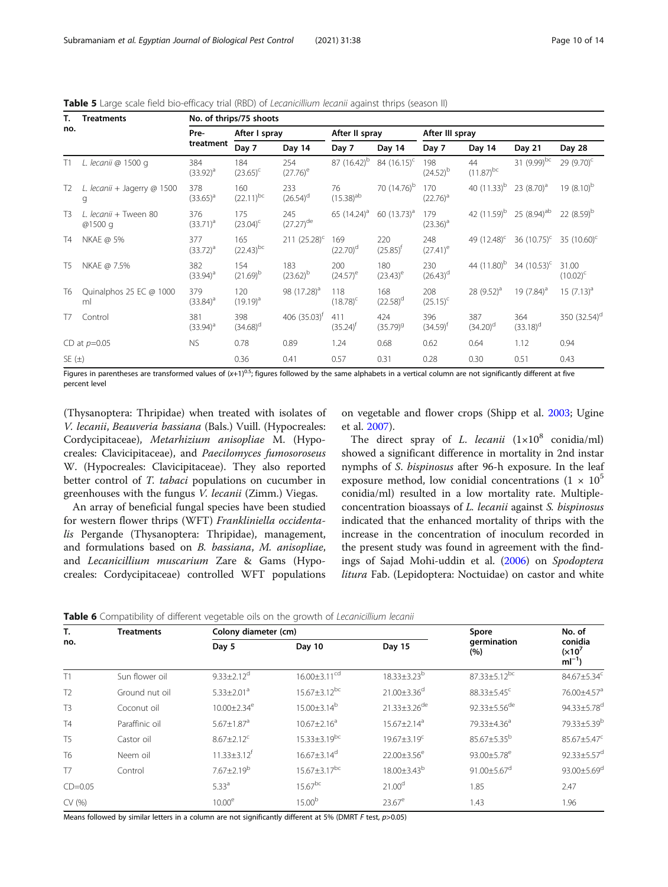**Table 5** Large scale field bio-efficacy trial (RBD) of *Lecanicillium lecanii* against thrips (season II)

| T. no. | Treatments | No. of thrips/75 shoots | | | | | | | | |
|---|---|---|---|---|---|---|---|---|---|---|
| | | Pre-treatment | After I spray | | After II spray | | After III spray | | | |
| | | | Day 7 | Day 14 | Day 7 | Day 14 | Day 7 | Day 14 | Day 21 | Day 28 |
| T1 | *L. lecanii* @ 1500 g | 384 (33.92)[a] | 184 (23.65)[c] | 254 (27.76)[e] | 87 (16.42)[b] | 84 (16.15)[c] | 198 (24.52)[b] | 44 (11.87)[bc] | 31 (9.99)[bc] | 29 (9.70)[c] |
| T2 | *L. lecanii* + Jagerry @ 1500 g | 378 (33.65)[a] | 160 (22.11)[bc] | 233 (26.54)[d] | 76 (15.38)[ab] | 70 (14.76)[b] | 170 (22.76)[a] | 40 (11.33)[b] | 23 (8.70)[a] | 19 (8.10)[b] |
| T3 | *L. lecanii* + Tween 80 @1500 g | 376 (33.71)[a] | 175 (23.04)[c] | 245 (27.27)[de] | 65 (14.24)[a] | 60 (13.73)[a] | 179 (23.36)[a] | 42 (11.59)[b] | 25 (8.94)[ab] | 22 (8.59)[b] |
| T4 | NKAE @ 5% | 377 (33.72)[a] | 165 (22.43)[bc] | 211 (25.28)[c] | 169 (22.70)[d] | 220 (25.85)[f] | 248 (27.41)[e] | 49 (12.48)[c] | 36 (10.75)[c] | 35 (10.60)[c] |
| T5 | NKAE @ 7.5% | 382 (33.94)[a] | 154 (21.69)[b] | 183 (23.62)[b] | 200 (24.57)[e] | 180 (23.43)[e] | 230 (26.43)[d] | 44 (11.80)[b] | 34 (10.53)[c] | 31.00 (10.02)[c] |
| T6 | Quinalphos 25 EC @ 1000 ml | 379 (33.84)[a] | 120 (19.19)[a] | 98 (17.28)[a] | 118 (18.78)[c] | 168 (22.58)[d] | 208 (25.15)[c] | 28 (9.52)[a] | 19 (7.84)[a] | 15 (7.13)[a] |
| T7 | Control | 381 (33.94)[a] | 398 (34.68)[d] | 406 (35.03)[f] | 411 (35.24)[f] | 424 (35.79)[g] | 396 (34.59)[f] | 387 (34.20)[d] | 364 (33.18)[d] | 350 (32.54)[d] |
| CD at $p$=0.05 | | NS | 0.78 | 0.89 | 1.24 | 0.68 | 0.62 | 0.64 | 1.12 | 0.94 |
| SE (±) | | | 0.36 | 0.41 | 0.57 | 0.31 | 0.28 | 0.30 | 0.51 | 0.43 |

Figures in parentheses are transformed values of $(x+1)^{0.5}$; figures followed by the same alphabets in a vertical column are not significantly different at five percent level

(Thysanoptera: Thripidae) when treated with isolates of *V. lecanii*, *Beauveria bassiana* (Bals.) Vuill. (Hypocreales: Cordycipitaceae), *Metarhizium anisopliae* M. (Hypocreales: Clavicipitaceae), and *Paecilomyces fumosoroseus* W. (Hypocreales: Clavicipitaceae). They also reported better control of *T. tabaci* populations on cucumber in greenhouses with the fungus *V. lecanii* (Zimm.) Viegas.

An array of beneficial fungal species have been studied for western flower thrips (WFT) *Frankliniella occidentalis* Pergande (Thysanoptera: Thripidae), management, and formulations based on *B. bassiana*, *M. anisopliae*, and *Lecanicillium muscarium* Zare & Gams (Hypocreales: Cordycipitaceae) controlled WFT populations on vegetable and flower crops (Shipp et al. 2003; Ugine et al. 2007).

The direct spray of *L. lecanii* ($1\times10^8$ conidia/ml) showed a significant difference in mortality in 2nd instar nymphs of *S. bispinosus* after 96-h exposure. In the leaf exposure method, low conidial concentrations ($1 \times 10^5$ conidia/ml) resulted in a low mortality rate. Multiple-concentration bioassays of *L. lecanii* against *S. bispinosus* indicated that the enhanced mortality of thrips with the increase in the concentration of inoculum recorded in the present study was found in agreement with the findings of Sajad Mohi-uddin et al. (2006) on *Spodoptera litura* Fab. (Lepidoptera: Noctuidae) on castor and white

**Table 6** Compatibility of different vegetable oils on the growth of *Lecanicillium lecanii*

| T. no. | Treatments | Colony diameter (cm) | | | Spore germination (%) | No. of conidia ($\times10^7$ ml$^{-1}$) |
|---|---|---|---|---|---|---|
| | | Day 5 | Day 10 | Day 15 | | |
| T1 | Sun flower oil | 9.33±2.12[d] | 16.00±3.11[cd] | 18.33±3.23[b] | 87.33±5.12[bc] | 84.67±5.34[c] |
| T2 | Ground nut oil | 5.33±2.01[a] | 15.67±3.12[bc] | 21.00±3.36[d] | 88.33±5.45[c] | 76.00±4.57[a] |
| T3 | Coconut oil | 10.00±2.34[e] | 15.00±3.14[b] | 21.33±3.26[de] | 92.33±5.56[de] | 94.33±5.78[d] |
| T4 | Paraffinic oil | 5.67±1.87[a] | 10.67±2.16[a] | 15.67±2.14[a] | 79.33±4.36[a] | 79.33±5.39[b] |
| T5 | Castor oil | 8.67±2.12[c] | 15.33±3.19[bc] | 19.67±3.19[c] | 85.67±5.35[b] | 85.67±5.47[c] |
| T6 | Neem oil | 11.33±3.12[f] | 16.67±3.14[d] | 22.00±3.56[e] | 93.00±5.78[e] | 92.33±5.57[d] |
| T7 | Control | 7.67±2.19[b] | 15.67±3.17[bc] | 18.00±3.43[b] | 91.00±5.67[d] | 93.00±5.69[d] |
| CD=0.05 | | 5.33[a] | 15.67[bc] | 21.00[d] | 1.85 | 2.47 |
| CV (%) | | 10.00[e] | 15.00[b] | 23.67[e] | 1.43 | 1.96 |

Means followed by similar letters in a column are not significantly different at 5% (DMRT F test, $p$>0.05)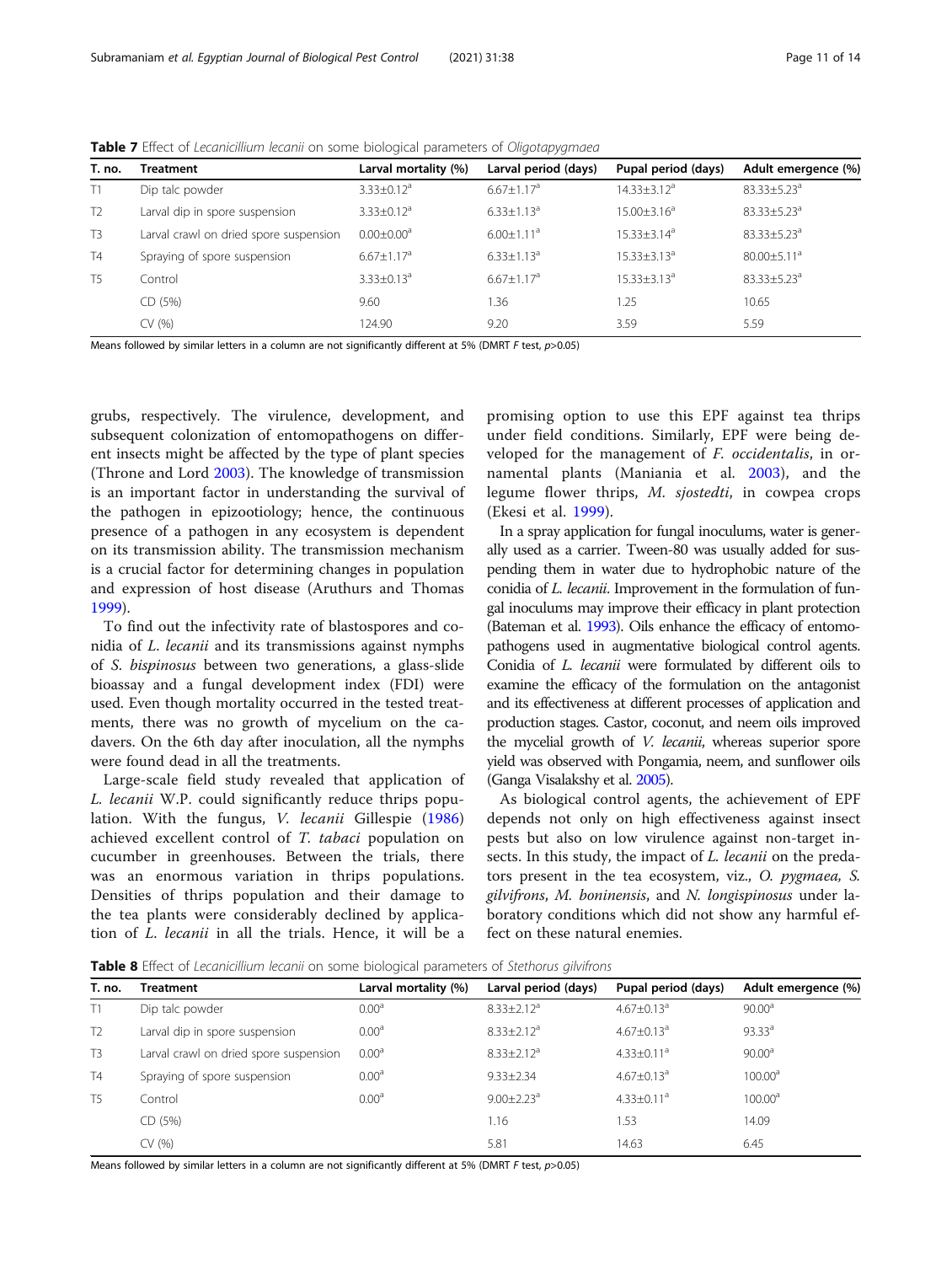**Table 7** Effect of *Lecanicillium lecanii* on some biological parameters of *Oligotapygmaea*

| T. no. | Treatment | Larval mortality (%) | Larval period (days) | Pupal period (days) | Adult emergence (%) |
|---|---|---|---|---|---|
| T1 | Dip talc powder | 3.33±0.12[a] | 6.67±1.17[a] | 14.33±3.12[a] | 83.33±5.23[a] |
| T2 | Larval dip in spore suspension | 3.33±0.12[a] | 6.33±1.13[a] | 15.00±3.16[a] | 83.33±5.23[a] |
| T3 | Larval crawl on dried spore suspension | 0.00±0.00[a] | 6.00±1.11[a] | 15.33±3.14[a] | 83.33±5.23[a] |
| T4 | Spraying of spore suspension | 6.67±1.17[a] | 6.33±1.13[a] | 15.33±3.13[a] | 80.00±5.11[a] |
| T5 | Control | 3.33±0.13[a] | 6.67±1.17[a] | 15.33±3.13[a] | 83.33±5.23[a] |
| | CD (5%) | 9.60 | 1.36 | 1.25 | 10.65 |
| | CV (%) | 124.90 | 9.20 | 3.59 | 5.59 |

Means followed by similar letters in a column are not significantly different at 5% (DMRT *F* test, $p>0.05$)

grubs, respectively. The virulence, development, and subsequent colonization of entomopathogens on different insects might be affected by the type of plant species (Throne and Lord 2003). The knowledge of transmission is an important factor in understanding the survival of the pathogen in epizootiology; hence, the continuous presence of a pathogen in any ecosystem is dependent on its transmission ability. The transmission mechanism is a crucial factor for determining changes in population and expression of host disease (Aruthurs and Thomas 1999).

To find out the infectivity rate of blastospores and conidia of *L. lecanii* and its transmissions against nymphs of *S. bispinosus* between two generations, a glass-slide bioassay and a fungal development index (FDI) were used. Even though mortality occurred in the tested treatments, there was no growth of mycelium on the cadavers. On the 6th day after inoculation, all the nymphs were found dead in all the treatments.

Large-scale field study revealed that application of *L. lecanii* W.P. could significantly reduce thrips population. With the fungus, *V. lecanii* Gillespie (1986) achieved excellent control of *T. tabaci* population on cucumber in greenhouses. Between the trials, there was an enormous variation in thrips populations. Densities of thrips population and their damage to the tea plants were considerably declined by application of *L. lecanii* in all the trials. Hence, it will be a promising option to use this EPF against tea thrips under field conditions. Similarly, EPF were being developed for the management of *F. occidentalis*, in ornamental plants (Maniania et al. 2003), and the legume flower thrips, *M. sjostedti*, in cowpea crops (Ekesi et al. 1999).

In a spray application for fungal inoculums, water is generally used as a carrier. Tween-80 was usually added for suspending them in water due to hydrophobic nature of the conidia of *L. lecanii*. Improvement in the formulation of fungal inoculums may improve their efficacy in plant protection (Bateman et al. 1993). Oils enhance the efficacy of entomopathogens used in augmentative biological control agents. Conidia of *L. lecanii* were formulated by different oils to examine the efficacy of the formulation on the antagonist and its effectiveness at different processes of application and production stages. Castor, coconut, and neem oils improved the mycelial growth of *V. lecanii*, whereas superior spore yield was observed with Pongamia, neem, and sunflower oils (Ganga Visalakshy et al. 2005).

As biological control agents, the achievement of EPF depends not only on high effectiveness against insect pests but also on low virulence against non-target insects. In this study, the impact of *L. lecanii* on the predators present in the tea ecosystem, viz., *O. pygmaea, S. gilvifrons, M. boninensis*, and *N. longispinosus* under laboratory conditions which did not show any harmful effect on these natural enemies.

**Table 8** Effect of *Lecanicillium lecanii* on some biological parameters of *Stethorus gilvifrons*

| T. no. | Treatment | Larval mortality (%) | Larval period (days) | Pupal period (days) | Adult emergence (%) |
|---|---|---|---|---|---|
| T1 | Dip talc powder | 0.00[a] | 8.33±2.12[a] | 4.67±0.13[a] | 90.00[a] |
| T2 | Larval dip in spore suspension | 0.00[a] | 8.33±2.12[a] | 4.67±0.13[a] | 93.33[a] |
| T3 | Larval crawl on dried spore suspension | 0.00[a] | 8.33±2.12[a] | 4.33±0.11[a] | 90.00[a] |
| T4 | Spraying of spore suspension | 0.00[a] | 9.33±2.34 | 4.67±0.13[a] | 100.00[a] |
| T5 | Control | 0.00[a] | 9.00±2.23[a] | 4.33±0.11[a] | 100.00[a] |
| | CD (5%) | | 1.16 | 1.53 | 14.09 |
| | CV (%) | | 5.81 | 14.63 | 6.45 |

Means followed by similar letters in a column are not significantly different at 5% (DMRT *F* test, $p>0.05$)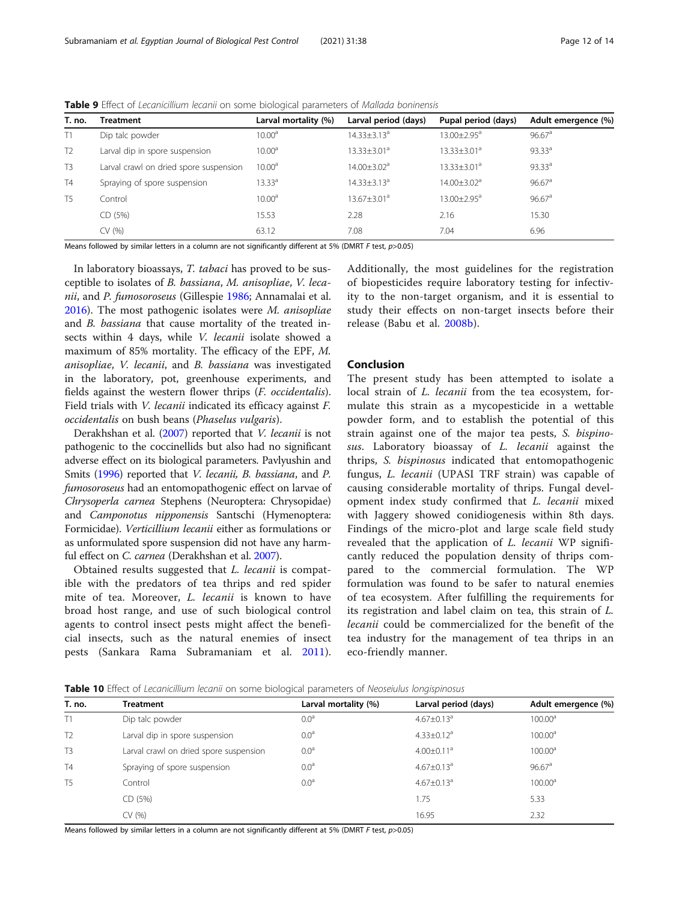**Table 9** Effect of *Lecanicillium lecanii* on some biological parameters of *Mallada boninensis*

| T. no. | Treatment | Larval mortality (%) | Larval period (days) | Pupal period (days) | Adult emergence (%) |
|---|---|---|---|---|---|
| T1 | Dip talc powder | 10.00[a] | 14.33±3.13[a] | 13.00±2.95[a] | 96.67[a] |
| T2 | Larval dip in spore suspension | 10.00[a] | 13.33±3.01[a] | 13.33±3.01[a] | 93.33[a] |
| T3 | Larval crawl on dried spore suspension | 10.00[a] | 14.00±3.02[a] | 13.33±3.01[a] | 93.33[a] |
| T4 | Spraying of spore suspension | 13.33[a] | 14.33±3.13[a] | 14.00±3.02[a] | 96.67[a] |
| T5 | Control | 10.00[a] | 13.67±3.01[a] | 13.00±2.95[a] | 96.67[a] |
| | CD (5%) | 15.53 | 2.28 | 2.16 | 15.30 |
| | CV (%) | 63.12 | 7.08 | 7.04 | 6.96 |

Means followed by similar letters in a column are not significantly different at 5% (DMRT *F* test, $p>0.05$)

In laboratory bioassays, *T. tabaci* has proved to be susceptible to isolates of *B. bassiana*, *M. anisopliae*, *V. lecanii*, and *P. fumosoroseus* (Gillespie 1986; Annamalai et al. 2016). The most pathogenic isolates were *M. anisopliae* and *B. bassiana* that cause mortality of the treated insects within 4 days, while *V. lecanii* isolate showed a maximum of 85% mortality. The efficacy of the EPF, *M. anisopliae*, *V. lecanii*, and *B. bassiana* was investigated in the laboratory, pot, greenhouse experiments, and fields against the western flower thrips (*F. occidentalis*). Field trials with *V. lecanii* indicated its efficacy against *F. occidentalis* on bush beans (*Phaselus vulgaris*).

Derakhshan et al. (2007) reported that *V. lecanii* is not pathogenic to the coccinellids but also had no significant adverse effect on its biological parameters. Pavlyushin and Smits (1996) reported that *V. lecanii, B. bassiana*, and *P. fumosoroseus* had an entomopathogenic effect on larvae of *Chrysoperla carnea* Stephens (Neuroptera: Chrysopidae) and *Camponotus nipponensis* Santschi (Hymenoptera: Formicidae). *Verticillium lecanii* either as formulations or as unformulated spore suspension did not have any harmful effect on *C. carnea* (Derakhshan et al. 2007).

Obtained results suggested that *L. lecanii* is compatible with the predators of tea thrips and red spider mite of tea. Moreover, *L. lecanii* is known to have broad host range, and use of such biological control agents to control insect pests might affect the beneficial insects, such as the natural enemies of insect pests (Sankara Rama Subramaniam et al. 2011). Additionally, the most guidelines for the registration of biopesticides require laboratory testing for infectivity to the non-target organism, and it is essential to study their effects on non-target insects before their release (Babu et al. 2008b).

## Conclusion

The present study has been attempted to isolate a local strain of *L. lecanii* from the tea ecosystem, formulate this strain as a mycopesticide in a wettable powder form, and to establish the potential of this strain against one of the major tea pests, *S. bispinosus*. Laboratory bioassay of *L. lecanii* against the thrips, *S. bispinosus* indicated that entomopathogenic fungus, *L. lecanii* (UPASI TRF strain) was capable of causing considerable mortality of thrips. Fungal development index study confirmed that *L. lecanii* mixed with Jaggery showed conidiogenesis within 8th days. Findings of the micro-plot and large scale field study revealed that the application of *L. lecanii* WP significantly reduced the population density of thrips compared to the commercial formulation. The WP formulation was found to be safer to natural enemies of tea ecosystem. After fulfilling the requirements for its registration and label claim on tea, this strain of *L. lecanii* could be commercialized for the benefit of the tea industry for the management of tea thrips in an eco-friendly manner.

**Table 10** Effect of *Lecanicillium lecanii* on some biological parameters of *Neoseiulus longispinosus*

| T. no. | Treatment | Larval mortality (%) | Larval period (days) | Adult emergence (%) |
|---|---|---|---|---|
| T1 | Dip talc powder | 0.0[a] | 4.67±0.13[a] | 100.00[a] |
| T2 | Larval dip in spore suspension | 0.0[a] | 4.33±0.12[a] | 100.00[a] |
| T3 | Larval crawl on dried spore suspension | 0.0[a] | 4.00±0.11[a] | 100.00[a] |
| T4 | Spraying of spore suspension | 0.0[a] | 4.67±0.13[a] | 96.67[a] |
| T5 | Control | 0.0[a] | 4.67±0.13[a] | 100.00[a] |
| | CD (5%) | | 1.75 | 5.33 |
| | CV (%) | | 16.95 | 2.32 |

Means followed by similar letters in a column are not significantly different at 5% (DMRT *F* test, $p>0.05$)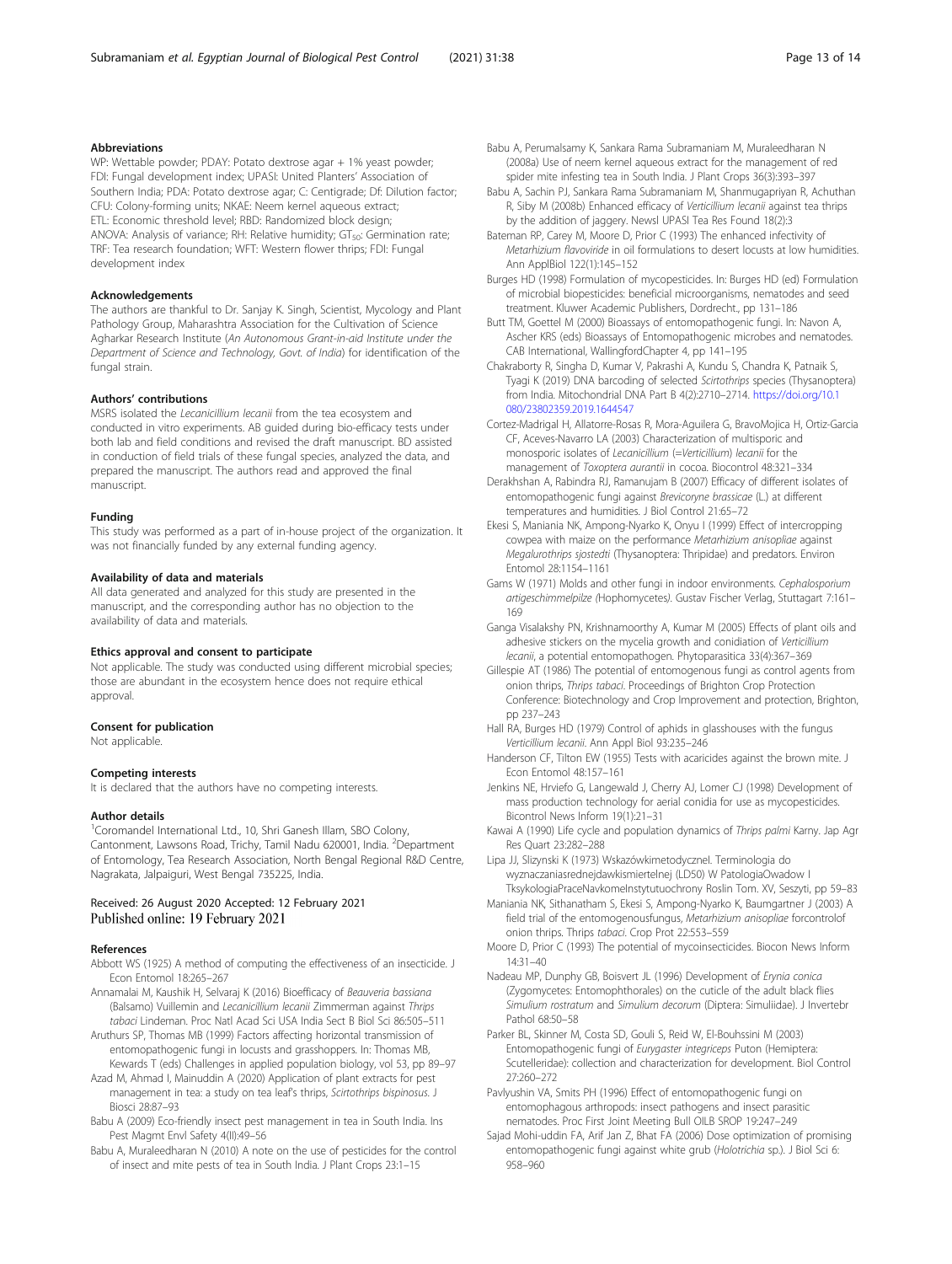### Abbreviations

WP: Wettable powder; PDAY: Potato dextrose agar + 1% yeast powder; FDI: Fungal development index; UPASI: United Planters' Association of Southern India; PDA: Potato dextrose agar; C: Centigrade; Df: Dilution factor; CFU: Colony-forming units; NKAE: Neem kernel aqueous extract; ETL: Economic threshold level; RBD: Randomized block design; ANOVA: Analysis of variance; RH: Relative humidity; $GT_{50}$: Germination rate; TRF: Tea research foundation; WFT: Western flower thrips; FDI: Fungal development index

### Acknowledgements

The authors are thankful to Dr. Sanjay K. Singh, Scientist, Mycology and Plant Pathology Group, Maharashtra Association for the Cultivation of Science Agharkar Research Institute (*An Autonomous Grant-in-aid Institute under the Department of Science and Technology, Govt. of India*) for identification of the fungal strain.

### Authors' contributions

MSRS isolated the *Lecanicillium lecanii* from the tea ecosystem and conducted in vitro experiments. AB guided during bio-efficacy tests under both lab and field conditions and revised the draft manuscript. BD assisted in conduction of field trials of these fungal species, analyzed the data, and prepared the manuscript. The authors read and approved the final manuscript.

### Funding

This study was performed as a part of in-house project of the organization. It was not financially funded by any external funding agency.

### Availability of data and materials

All data generated and analyzed for this study are presented in the manuscript, and the corresponding author has no objection to the availability of data and materials.

### Ethics approval and consent to participate

Not applicable. The study was conducted using different microbial species; those are abundant in the ecosystem hence does not require ethical approval.

### Consent for publication

Not applicable.

### Competing interests

It is declared that the authors have no competing interests.

### Author details

[1]Coromandel International Ltd., 10, Shri Ganesh Illam, SBO Colony, Cantonment, Lawsons Road, Trichy, Tamil Nadu 620001, India. [2]Department of Entomology, Tea Research Association, North Bengal Regional R&D Centre, Nagrakata, Jalpaiguri, West Bengal 735225, India.

Received: 26 August 2020 Accepted: 12 February 2021
Published online: 19 February 2021

### References

- Abbott WS (1925) A method of computing the effectiveness of an insecticide. J Econ Entomol 18:265–267
- Annamalai M, Kaushik H, Selvaraj K (2016) Bioefficacy of *Beauveria bassiana* (Balsamo) Vuillemin and *Lecanicillium lecanii* Zimmerman against *Thrips tabaci* Lindeman. Proc Natl Acad Sci USA India Sect B Biol Sci 86:505–511
- Aruthurs SP, Thomas MB (1999) Factors affecting horizontal transmission of entomopathogenic fungi in locusts and grasshoppers. In: Thomas MB, Kewards T (eds) Challenges in applied population biology, vol 53, pp 89–97
- Azad M, Ahmad I, Mainuddin A (2020) Application of plant extracts for pest management in tea: a study on tea leaf's thrips, *Scirtothrips bispinosus*. J Biosci 28:87–93
- Babu A (2009) Eco-friendly insect pest management in tea in South India. Ins Pest Magmt Envl Safety 4(II):49–56
- Babu A, Muraleedharan N (2010) A note on the use of pesticides for the control of insect and mite pests of tea in South India. J Plant Crops 23:1–15
- Babu A, Perumalsamy K, Sankara Rama Subramaniam M, Muraleedharan N (2008a) Use of neem kernel aqueous extract for the management of red spider mite infesting tea in South India. J Plant Crops 36(3):393–397
- Babu A, Sachin PJ, Sankara Rama Subramaniam M, Shanmugapriyan R, Achuthan R, Siby M (2008b) Enhanced efficacy of *Verticillium lecanii* against tea thrips by the addition of jaggery. Newsl UPASI Tea Res Found 18(2):3
- Bateman RP, Carey M, Moore D, Prior C (1993) The enhanced infectivity of *Metarhizium flavoviride* in oil formulations to desert locusts at low humidities. Ann ApplBiol 122(1):145–152
- Burges HD (1998) Formulation of mycopesticides. In: Burges HD (ed) Formulation of microbial biopesticides: beneficial microorganisms, nematodes and seed treatment. Kluwer Academic Publishers, Dordrecht., pp 131–186
- Butt TM, Goettel M (2000) Bioassays of entomopathogenic fungi. In: Navon A, Ascher KRS (eds) Bioassays of Entomopathogenic microbes and nematodes. CAB International, WallingfordChapter 4, pp 141–195
- Chakraborty R, Singha D, Kumar V, Pakrashi A, Kundu S, Chandra K, Patnaik S, Tyagi K (2019) DNA barcoding of selected *Scirtothrips* species (Thysanoptera) from India. Mitochondrial DNA Part B 4(2):2710–2714. https://doi.org/10.1080/23802359.2019.1644547
- Cortez-Madrigal H, Allatorre-Rosas R, Mora-Aguilera G, BravoMojica H, Ortiz-Garcia CF, Aceves-Navarro LA (2003) Characterization of multisporic and monosporic isolates of *Lecanicillium* (=*Verticillium*) *lecanii* for the management of *Toxoptera aurantii* in cocoa. Biocontrol 48:321–334
- Derakhshan A, Rabindra RJ, Ramanujam B (2007) Efficacy of different isolates of entomopathogenic fungi against *Brevicoryne brassicae* (L.) at different temperatures and humidities. J Biol Control 21:65–72
- Ekesi S, Maniania NK, Ampong-Nyarko K, Onyu I (1999) Effect of intercropping cowpea with maize on the performance *Metarhizium anisopliae* against *Megalurothrips sjostedti* (Thysanoptera: Thripidae) and predators. Environ Entomol 28:1154–1161
- Gams W (1971) Molds and other fungi in indoor environments. *Cephalosporium artigeschimmelpilze* (Hophomycetes). Gustav Fischer Verlag, Stuttagart 7:161–169
- Ganga Visalakshy PN, Krishnamoorthy A, Kumar M (2005) Effects of plant oils and adhesive stickers on the mycelia growth and conidiation of *Verticillium lecanii*, a potential entomopathogen. Phytoparasitica 33(4):367–369
- Gillespie AT (1986) The potential of entomogenous fungi as control agents from onion thrips, *Thrips tabaci*. Proceedings of Brighton Crop Protection Conference: Biotechnology and Crop Improvement and protection, Brighton, pp 237–243
- Hall RA, Burges HD (1979) Control of aphids in glasshouses with the fungus *Verticillium lecanii*. Ann Appl Biol 93:235–246
- Handerson CF, Tilton EW (1955) Tests with acaricides against the brown mite. J Econ Entomol 48:157–161
- Jenkins NE, Hrviefo G, Langewald J, Cherry AJ, Lomer CJ (1998) Development of mass production technology for aerial conidia for use as mycopesticides. Bicontrol News Inform 19(1):21–31
- Kawai A (1990) Life cycle and population dynamics of *Thrips palmi* Karny. Jap Agr Res Quart 23:282–288
- Lipa JJ, Slizynski K (1973) Wskazówkimetodycznel. Terminologia do wyznaczaniasrednejdawkismiertelnej (LD50) W PatologiaOwadow I TksykologiaPraceNavkomeInstytutuochrony Roslin Tom. XV, Seszyti, pp 59–83
- Maniania NK, Sithanatham S, Ekesi S, Ampong-Nyarko K, Baumgartner J (2003) A field trial of the entomogenousfungus, *Metarhizium anisopliae* forcontrolof onion thrips. Thrips *tabaci*. Crop Prot 22:553–559
- Moore D, Prior C (1993) The potential of mycoinsecticides. Biocon News Inform 14:31–40
- Nadeau MP, Dunphy GB, Boisvert JL (1996) Development of *Erynia conica* (Zygomycetes: Entomophthorales) on the cuticle of the adult black flies *Simulium rostratum* and *Simulium decorum* (Diptera: Simuliidae). J Invertebr Pathol 68:50–58
- Parker BL, Skinner M, Costa SD, Gouli S, Reid W, El-Bouhssini M (2003) Entomopathogenic fungi of *Eurygaster integriceps* Puton (Hemiptera: Scutelleridae): collection and characterization for development. Biol Control 27:260–272
- Pavlyushin VA, Smits PH (1996) Effect of entomopathogenic fungi on entomophagous arthropods: insect pathogens and insect parasitic nematodes. Proc First Joint Meeting Bull OILB SROP 19:247–249
- Sajad Mohi-uddin FA, Arif Jan Z, Bhat FA (2006) Dose optimization of promising entomopathogenic fungi against white grub (*Holotrichia* sp.). J Biol Sci 6: 958–960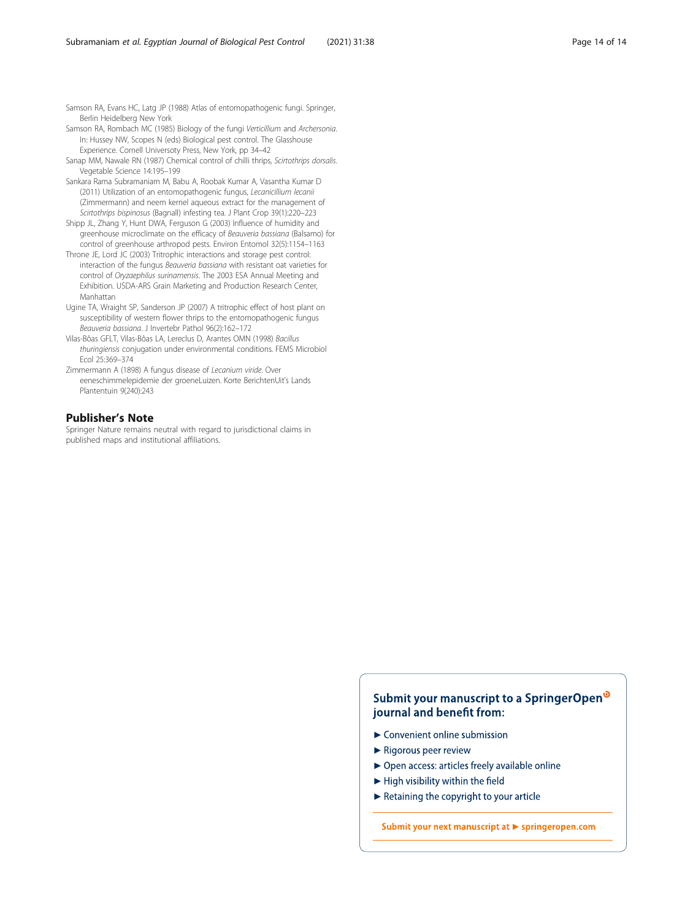Samson RA, Evans HC, Latg JP (1988) Atlas of entomopathogenic fungi. Springer, Berlin Heidelberg New York

Samson RA, Rombach MC (1985) Biology of the fungi *Verticillium* and *Archersonia*. In: Hussey NW, Scopes N (eds) Biological pest control. The Glasshouse Experience. Cornell Universoty Press, New York, pp 34–42

Sanap MM, Nawale RN (1987) Chemical control of chilli thrips, *Scirtothrips dorsalis*. Vegetable Science 14:195–199

Sankara Rama Subramaniam M, Babu A, Roobak Kumar A, Vasantha Kumar D (2011) Utilization of an entomopathogenic fungus, *Lecanicillium lecanii* (Zimmermann) and neem kernel aqueous extract for the management of *Scirtothrips bispinosus* (Bagnall) infesting tea. J Plant Crop 39(1):220–223

Shipp JL, Zhang Y, Hunt DWA, Ferguson G (2003) Influence of humidity and greenhouse microclimate on the efficacy of *Beauveria bassiana* (Balsamo) for control of greenhouse arthropod pests. Environ Entomol 32(5):1154–1163

Throne JE, Lord JC (2003) Tritrophic interactions and storage pest control: interaction of the fungus *Beauveria bassiana* with resistant oat varieties for control of *Oryzaephilus surinamensis*. The 2003 ESA Annual Meeting and Exhibition. USDA-ARS Grain Marketing and Production Research Center, Manhattan

Ugine TA, Wraight SP, Sanderson JP (2007) A tritrophic effect of host plant on susceptibility of western flower thrips to the entomopathogenic fungus *Beauveria bassiana*. J Invertebr Pathol 96(2):162–172

Vilas-Bôas GFLT, Vilas-Bôas LA, Lereclus D, Arantes OMN (1998) *Bacillus thuringiensis* conjugation under environmental conditions. FEMS Microbiol Ecol 25:369–374

Zimmermann A (1898) A fungus disease of *Lecanium viride*. Over eeneschimmelepidemie der groeneLuizen. Korte BerichtenUit's Lands Plantentuin 9(240):243

## Publisher's Note

Springer Nature remains neutral with regard to jurisdictional claims in published maps and institutional affiliations.

**Submit your manuscript to a SpringerOpen journal and benefit from:**

- ► Convenient online submission
- ► Rigorous peer review
- ► Open access: articles freely available online
- ► High visibility within the field
- ► Retaining the copyright to your article

**Submit your next manuscript at ► springeropen.com**